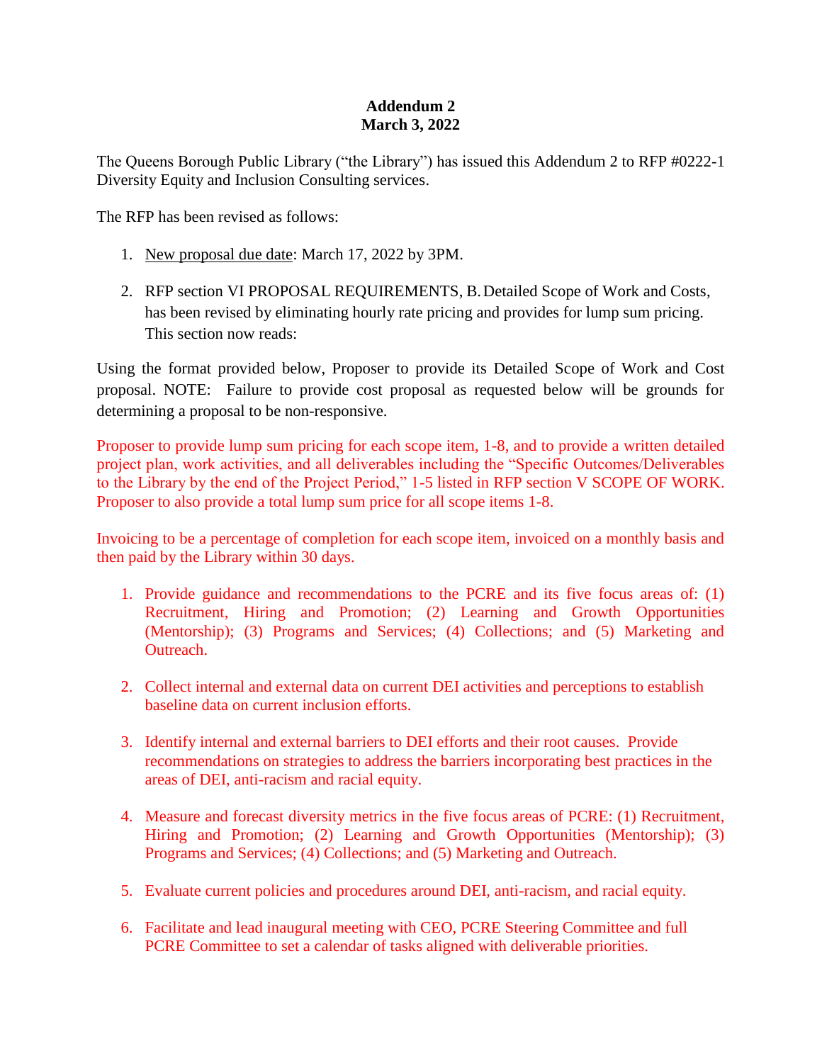**Addendum 2**
**March 3, 2022**

The Queens Borough Public Library ("the Library") has issued this Addendum 2 to RFP #0222-1 Diversity Equity and Inclusion Consulting services.

The RFP has been revised as follows:

1. New proposal due date: March 17, 2022 by 3PM.

2. RFP section VI PROPOSAL REQUIREMENTS, B. Detailed Scope of Work and Costs, has been revised by eliminating hourly rate pricing and provides for lump sum pricing. This section now reads:

Using the format provided below, Proposer to provide its Detailed Scope of Work and Cost proposal. NOTE: Failure to provide cost proposal as requested below will be grounds for determining a proposal to be non-responsive.

Proposer to provide lump sum pricing for each scope item, 1-8, and to provide a written detailed project plan, work activities, and all deliverables including the "Specific Outcomes/Deliverables to the Library by the end of the Project Period," 1-5 listed in RFP section V SCOPE OF WORK. Proposer to also provide a total lump sum price for all scope items 1-8.

Invoicing to be a percentage of completion for each scope item, invoiced on a monthly basis and then paid by the Library within 30 days.

1. Provide guidance and recommendations to the PCRE and its five focus areas of: (1) Recruitment, Hiring and Promotion; (2) Learning and Growth Opportunities (Mentorship); (3) Programs and Services; (4) Collections; and (5) Marketing and Outreach.

2. Collect internal and external data on current DEI activities and perceptions to establish baseline data on current inclusion efforts.

3. Identify internal and external barriers to DEI efforts and their root causes. Provide recommendations on strategies to address the barriers incorporating best practices in the areas of DEI, anti-racism and racial equity.

4. Measure and forecast diversity metrics in the five focus areas of PCRE: (1) Recruitment, Hiring and Promotion; (2) Learning and Growth Opportunities (Mentorship); (3) Programs and Services; (4) Collections; and (5) Marketing and Outreach.

5. Evaluate current policies and procedures around DEI, anti-racism, and racial equity.

6. Facilitate and lead inaugural meeting with CEO, PCRE Steering Committee and full PCRE Committee to set a calendar of tasks aligned with deliverable priorities.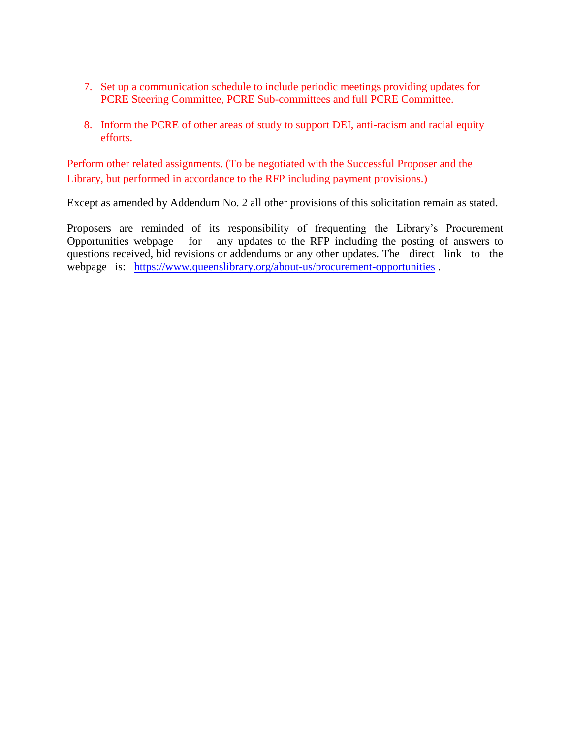7. Set up a communication schedule to include periodic meetings providing updates for PCRE Steering Committee, PCRE Sub-committees and full PCRE Committee.

8. Inform the PCRE of other areas of study to support DEI, anti-racism and racial equity efforts.

Perform other related assignments. (To be negotiated with the Successful Proposer and the Library, but performed in accordance to the RFP including payment provisions.)

Except as amended by Addendum No. 2 all other provisions of this solicitation remain as stated.

Proposers are reminded of its responsibility of frequenting the Library's Procurement Opportunities webpage for any updates to the RFP including the posting of answers to questions received, bid revisions or addendums or any other updates. The direct link to the webpage is: https://www.queenslibrary.org/about-us/procurement-opportunities .